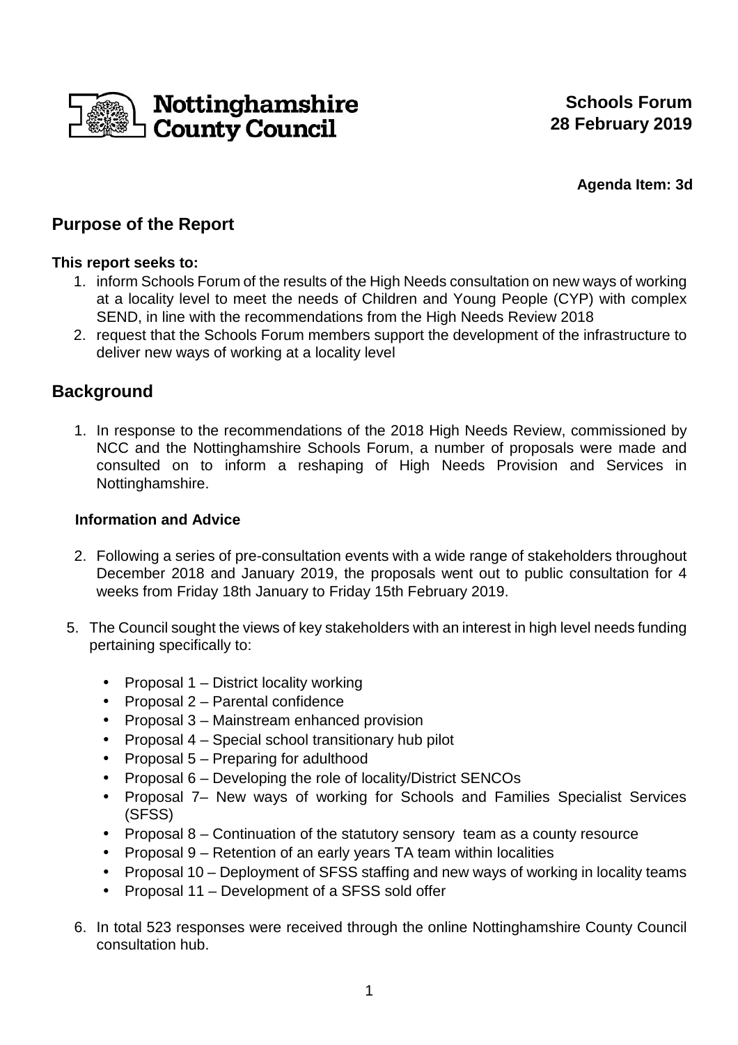Nottinghamshire County Council

**Schools Forum**
**28 February 2019**

**Agenda Item: 3d**

## Purpose of the Report

**This report seeks to:**

1. inform Schools Forum of the results of the High Needs consultation on new ways of working at a locality level to meet the needs of Children and Young People (CYP) with complex SEND, in line with the recommendations from the High Needs Review 2018
2. request that the Schools Forum members support the development of the infrastructure to deliver new ways of working at a locality level

## Background

1. In response to the recommendations of the 2018 High Needs Review, commissioned by NCC and the Nottinghamshire Schools Forum, a number of proposals were made and consulted on to inform a reshaping of High Needs Provision and Services in Nottinghamshire.

**Information and Advice**

2. Following a series of pre-consultation events with a wide range of stakeholders throughout December 2018 and January 2019, the proposals went out to public consultation for 4 weeks from Friday 18th January to Friday 15th February 2019.

5. The Council sought the views of key stakeholders with an interest in high level needs funding pertaining specifically to:

   - Proposal 1 – District locality working
   - Proposal 2 – Parental confidence
   - Proposal 3 – Mainstream enhanced provision
   - Proposal 4 – Special school transitionary hub pilot
   - Proposal 5 – Preparing for adulthood
   - Proposal 6 – Developing the role of locality/District SENCOs
   - Proposal 7– New ways of working for Schools and Families Specialist Services (SFSS)
   - Proposal 8 – Continuation of the statutory sensory team as a county resource
   - Proposal 9 – Retention of an early years TA team within localities
   - Proposal 10 – Deployment of SFSS staffing and new ways of working in locality teams
   - Proposal 11 – Development of a SFSS sold offer

6. In total 523 responses were received through the online Nottinghamshire County Council consultation hub.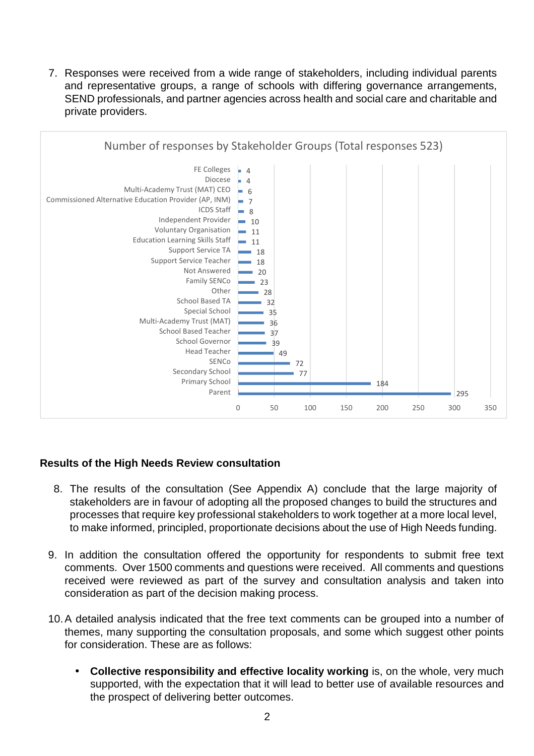7. Responses were received from a wide range of stakeholders, including individual parents and representative groups, a range of schools with differing governance arrangements, SEND professionals, and partner agencies across health and social care and charitable and private providers.

Number of responses by Stakeholder Groups (Total responses 523)

| Stakeholder Group | Number of responses |
|---|---|
| FE Colleges | 4 |
| Diocese | 4 |
| Multi-Academy Trust (MAT) CEO | 6 |
| Commissioned Alternative Education Provider (AP, INM) | 7 |
| ICDS Staff | 8 |
| Independent Provider | 10 |
| Voluntary Organisation | 11 |
| Education Learning Skills Staff | 11 |
| Support Service TA | 18 |
| Support Service Teacher | 18 |
| Not Answered | 20 |
| Family SENCo | 23 |
| Other | 28 |
| School Based TA | 32 |
| Special School | 35 |
| Multi-Academy Trust (MAT) | 36 |
| School Based Teacher | 37 |
| School Governor | 39 |
| Head Teacher | 49 |
| SENCo | 72 |
| Secondary School | 77 |
| Primary School | 184 |
| Parent | 295 |

**Results of the High Needs Review consultation**

8. The results of the consultation (See Appendix A) conclude that the large majority of stakeholders are in favour of adopting all the proposed changes to build the structures and processes that require key professional stakeholders to work together at a more local level, to make informed, principled, proportionate decisions about the use of High Needs funding.

9. In addition the consultation offered the opportunity for respondents to submit free text comments. Over 1500 comments and questions were received. All comments and questions received were reviewed as part of the survey and consultation analysis and taken into consideration as part of the decision making process.

10. A detailed analysis indicated that the free text comments can be grouped into a number of themes, many supporting the consultation proposals, and some which suggest other points for consideration. These are as follows:

    - **Collective responsibility and effective locality working** is, on the whole, very much supported, with the expectation that it will lead to better use of available resources and the prospect of delivering better outcomes.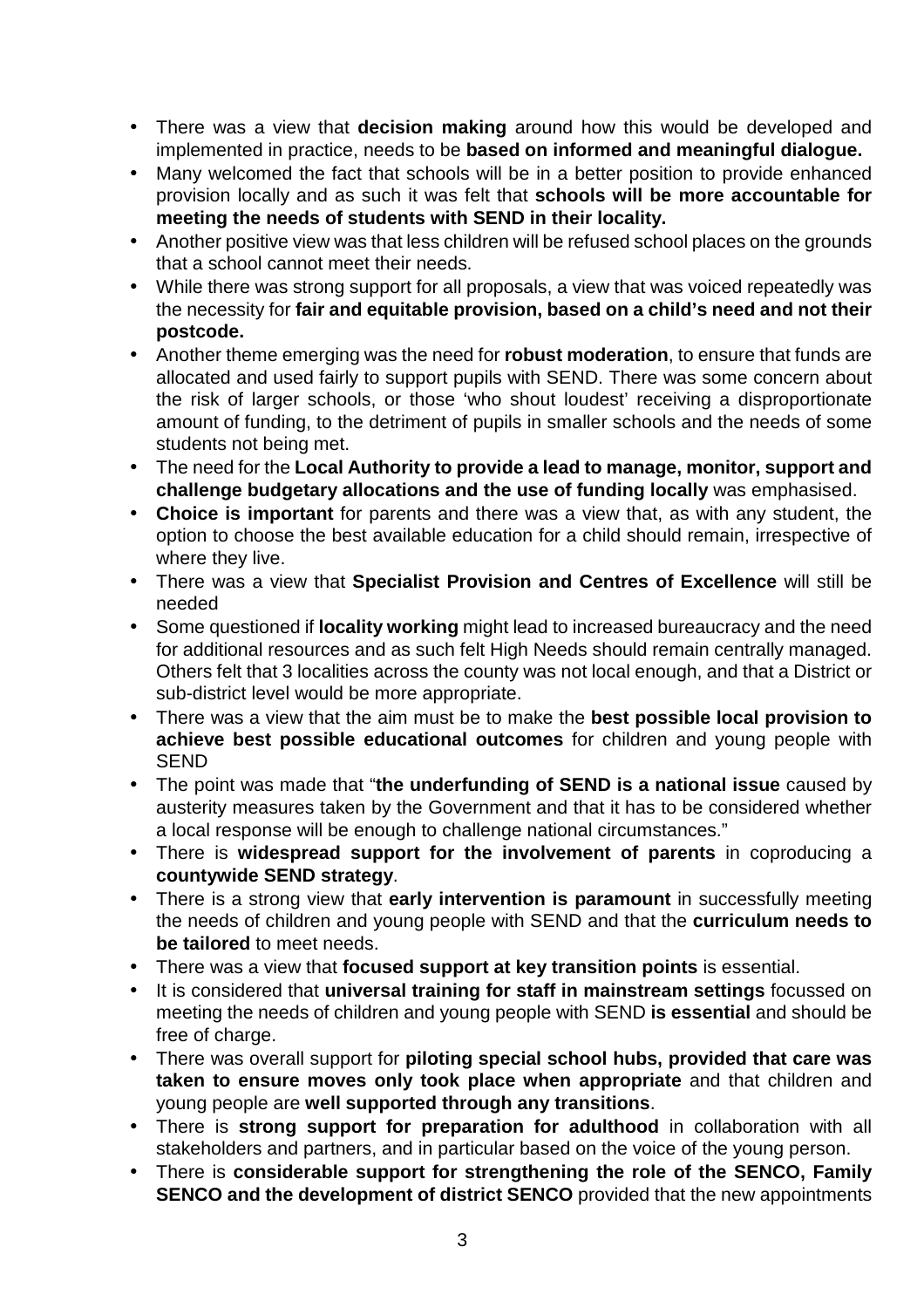- There was a view that **decision making** around how this would be developed and implemented in practice, needs to be **based on informed and meaningful dialogue.**
- Many welcomed the fact that schools will be in a better position to provide enhanced provision locally and as such it was felt that **schools will be more accountable for meeting the needs of students with SEND in their locality.**
- Another positive view was that less children will be refused school places on the grounds that a school cannot meet their needs.
- While there was strong support for all proposals, a view that was voiced repeatedly was the necessity for **fair and equitable provision, based on a child's need and not their postcode.**
- Another theme emerging was the need for **robust moderation**, to ensure that funds are allocated and used fairly to support pupils with SEND. There was some concern about the risk of larger schools, or those 'who shout loudest' receiving a disproportionate amount of funding, to the detriment of pupils in smaller schools and the needs of some students not being met.
- The need for the **Local Authority to provide a lead to manage, monitor, support and challenge budgetary allocations and the use of funding locally** was emphasised.
- **Choice is important** for parents and there was a view that, as with any student, the option to choose the best available education for a child should remain, irrespective of where they live.
- There was a view that **Specialist Provision and Centres of Excellence** will still be needed
- Some questioned if **locality working** might lead to increased bureaucracy and the need for additional resources and as such felt High Needs should remain centrally managed. Others felt that 3 localities across the county was not local enough, and that a District or sub-district level would be more appropriate.
- There was a view that the aim must be to make the **best possible local provision to achieve best possible educational outcomes** for children and young people with SEND
- The point was made that "**the underfunding of SEND is a national issue** caused by austerity measures taken by the Government and that it has to be considered whether a local response will be enough to challenge national circumstances."
- There is **widespread support for the involvement of parents** in coproducing a **countywide SEND strategy**.
- There is a strong view that **early intervention is paramount** in successfully meeting the needs of children and young people with SEND and that the **curriculum needs to be tailored** to meet needs.
- There was a view that **focused support at key transition points** is essential.
- It is considered that **universal training for staff in mainstream settings** focussed on meeting the needs of children and young people with SEND **is essential** and should be free of charge.
- There was overall support for **piloting special school hubs, provided that care was taken to ensure moves only took place when appropriate** and that children and young people are **well supported through any transitions**.
- There is **strong support for preparation for adulthood** in collaboration with all stakeholders and partners, and in particular based on the voice of the young person.
- There is **considerable support for strengthening the role of the SENCO, Family SENCO and the development of district SENCO** provided that the new appointments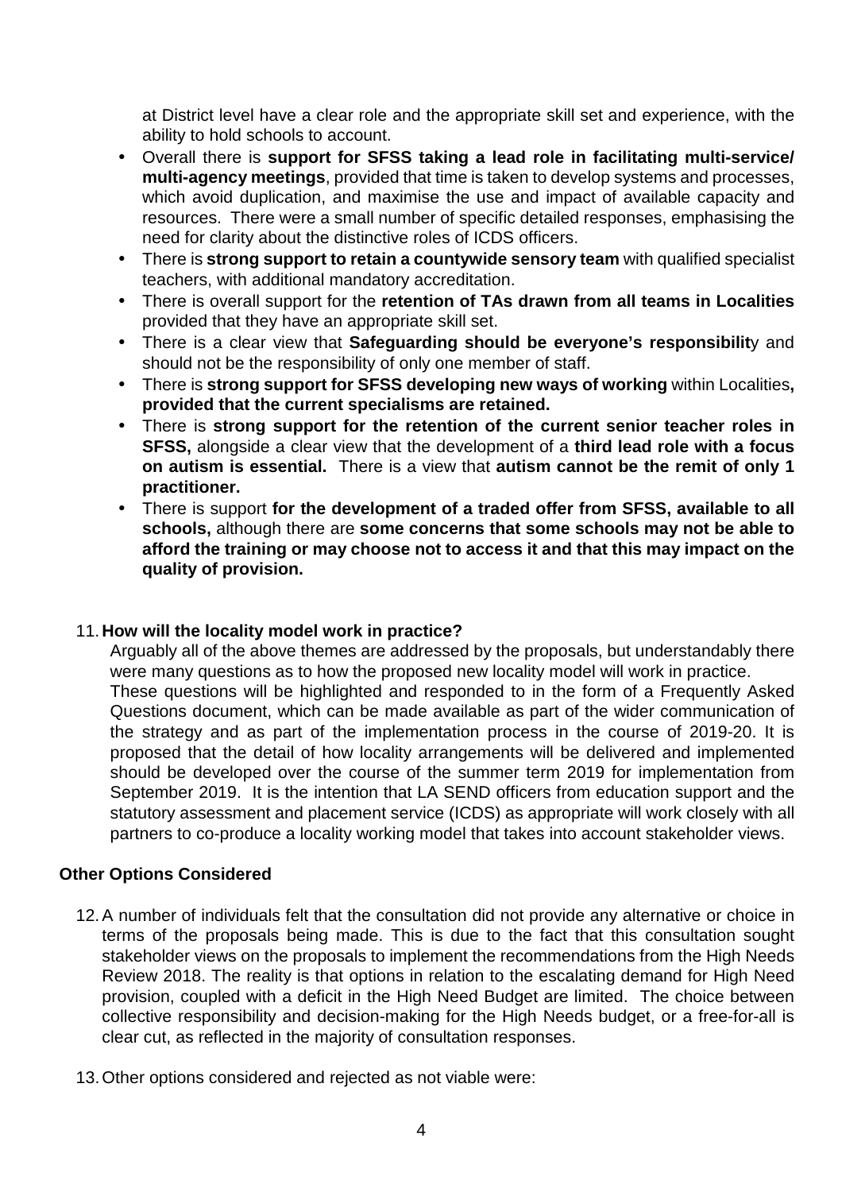at District level have a clear role and the appropriate skill set and experience, with the ability to hold schools to account.

- Overall there is **support for SFSS taking a lead role in facilitating multi-service/ multi-agency meetings**, provided that time is taken to develop systems and processes, which avoid duplication, and maximise the use and impact of available capacity and resources. There were a small number of specific detailed responses, emphasising the need for clarity about the distinctive roles of ICDS officers.
- There is **strong support to retain a countywide sensory team** with qualified specialist teachers, with additional mandatory accreditation.
- There is overall support for the **retention of TAs drawn from all teams in Localities** provided that they have an appropriate skill set.
- There is a clear view that **Safeguarding should be everyone's responsibilit**y and should not be the responsibility of only one member of staff.
- There is **strong support for SFSS developing new ways of working** within Localities**, provided that the current specialisms are retained.**
- There is **strong support for the retention of the current senior teacher roles in SFSS,** alongside a clear view that the development of a **third lead role with a focus on autism is essential.** There is a view that **autism cannot be the remit of only 1 practitioner.**
- There is support **for the development of a traded offer from SFSS, available to all schools,** although there are **some concerns that some schools may not be able to afford the training or may choose not to access it and that this may impact on the quality of provision.**

11. **How will the locality model work in practice?**
    Arguably all of the above themes are addressed by the proposals, but understandably there were many questions as to how the proposed new locality model will work in practice.
    These questions will be highlighted and responded to in the form of a Frequently Asked Questions document, which can be made available as part of the wider communication of the strategy and as part of the implementation process in the course of 2019-20. It is proposed that the detail of how locality arrangements will be delivered and implemented should be developed over the course of the summer term 2019 for implementation from September 2019. It is the intention that LA SEND officers from education support and the statutory assessment and placement service (ICDS) as appropriate will work closely with all partners to co-produce a locality working model that takes into account stakeholder views.

**Other Options Considered**

12. A number of individuals felt that the consultation did not provide any alternative or choice in terms of the proposals being made. This is due to the fact that this consultation sought stakeholder views on the proposals to implement the recommendations from the High Needs Review 2018. The reality is that options in relation to the escalating demand for High Need provision, coupled with a deficit in the High Need Budget are limited. The choice between collective responsibility and decision-making for the High Needs budget, or a free-for-all is clear cut, as reflected in the majority of consultation responses.

13. Other options considered and rejected as not viable were: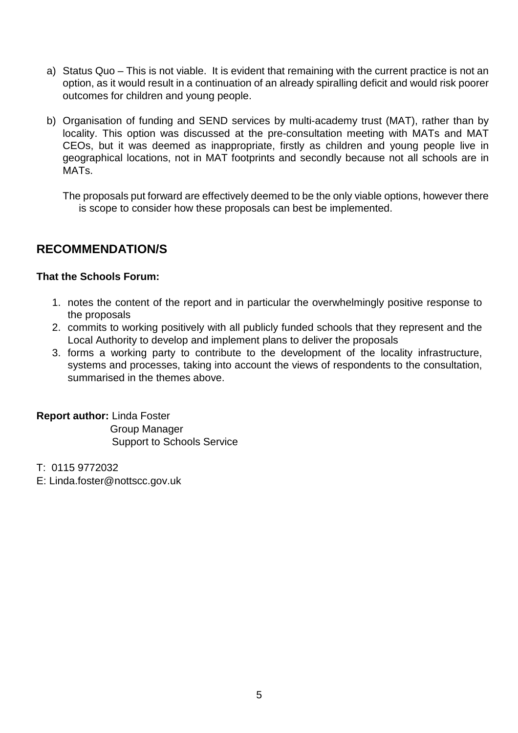a) Status Quo – This is not viable. It is evident that remaining with the current practice is not an option, as it would result in a continuation of an already spiralling deficit and would risk poorer outcomes for children and young people.

b) Organisation of funding and SEND services by multi-academy trust (MAT), rather than by locality. This option was discussed at the pre-consultation meeting with MATs and MAT CEOs, but it was deemed as inappropriate, firstly as children and young people live in geographical locations, not in MAT footprints and secondly because not all schools are in MATs.

   The proposals put forward are effectively deemed to be the only viable options, however there is scope to consider how these proposals can best be implemented.

## RECOMMENDATION/S

**That the Schools Forum:**

1. notes the content of the report and in particular the overwhelmingly positive response to the proposals
2. commits to working positively with all publicly funded schools that they represent and the Local Authority to develop and implement plans to deliver the proposals
3. forms a working party to contribute to the development of the locality infrastructure, systems and processes, taking into account the views of respondents to the consultation, summarised in the themes above.

**Report author:** Linda Foster
Group Manager
Support to Schools Service

T: 0115 9772032
E: Linda.foster@nottscc.gov.uk